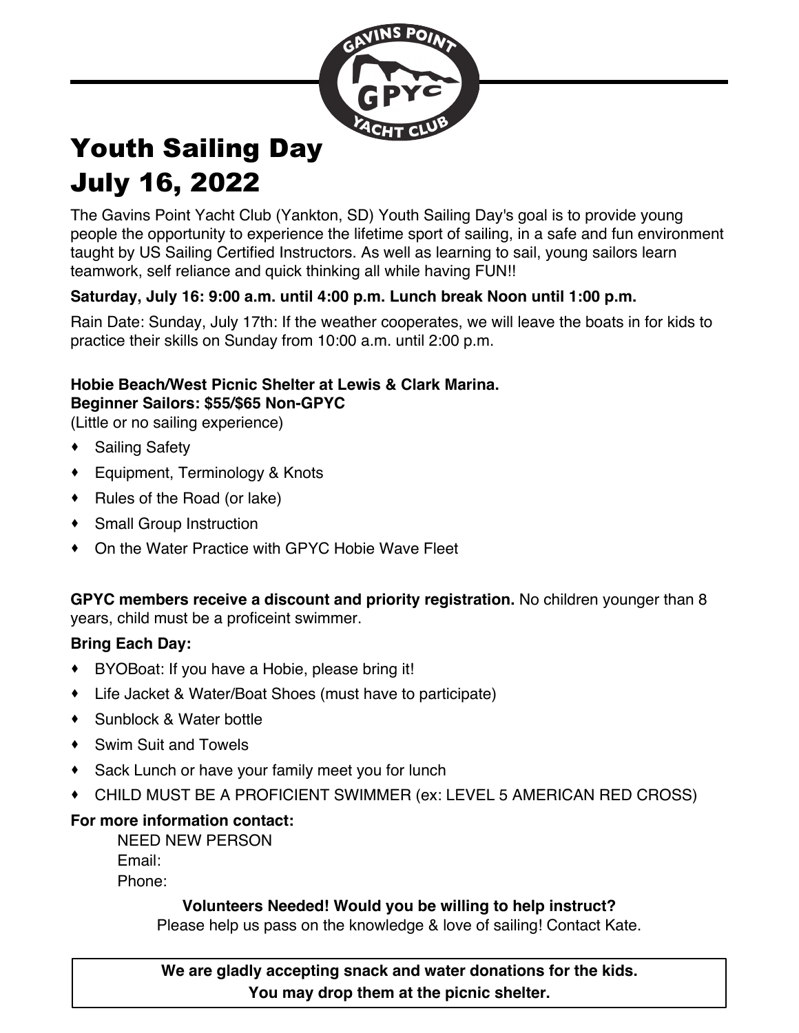# Youth Sailing Day
# July 16, 2022

The Gavins Point Yacht Club (Yankton, SD) Youth Sailing Day's goal is to provide young people the opportunity to experience the lifetime sport of sailing, in a safe and fun environment taught by US Sailing Certified Instructors. As well as learning to sail, young sailors learn teamwork, self reliance and quick thinking all while having FUN!!

**Saturday, July 16: 9:00 a.m. until 4:00 p.m. Lunch break Noon until 1:00 p.m.**

Rain Date: Sunday, July 17th: If the weather cooperates, we will leave the boats in for kids to practice their skills on Sunday from 10:00 a.m. until 2:00 p.m.

**Hobie Beach/West Picnic Shelter at Lewis & Clark Marina.**
**Beginner Sailors: $55/$65 Non-GPYC**
(Little or no sailing experience)

- Sailing Safety
- Equipment, Terminology & Knots
- Rules of the Road (or lake)
- Small Group Instruction
- On the Water Practice with GPYC Hobie Wave Fleet

**GPYC members receive a discount and priority registration.** No children younger than 8 years, child must be a proficeint swimmer.

**Bring Each Day:**

- BYOBoat: If you have a Hobie, please bring it!
- Life Jacket & Water/Boat Shoes (must have to participate)
- Sunblock & Water bottle
- Swim Suit and Towels
- Sack Lunch or have your family meet you for lunch
- CHILD MUST BE A PROFICIENT SWIMMER (ex: LEVEL 5 AMERICAN RED CROSS)

**For more information contact:**

NEED NEW PERSON
Email:
Phone:

**Volunteers Needed! Would you be willing to help instruct?**
Please help us pass on the knowledge & love of sailing! Contact Kate.

**We are gladly accepting snack and water donations for the kids.**
**You may drop them at the picnic shelter.**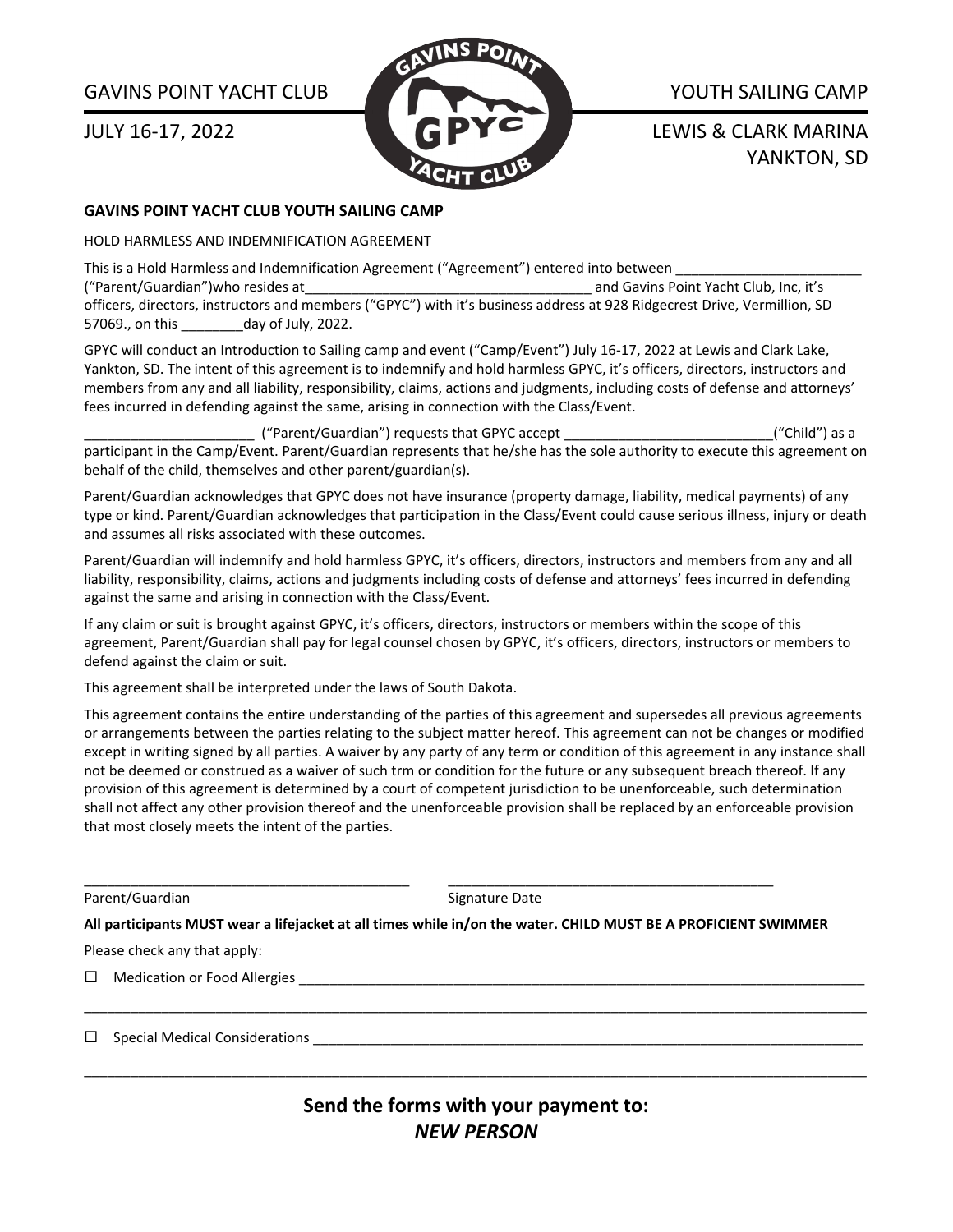GAVINS POINT YACHT CLUB

JULY 16-17, 2022

YOUTH SAILING CAMP

LEWIS & CLARK MARINA
YANKTON, SD

**GAVINS POINT YACHT CLUB YOUTH SAILING CAMP**

HOLD HARMLESS AND INDEMNIFICATION AGREEMENT

This is a Hold Harmless and Indemnification Agreement ("Agreement") entered into between ________________________ ("Parent/Guardian")who resides at______________________________________ and Gavins Point Yacht Club, Inc, it's officers, directors, instructors and members ("GPYC") with it's business address at 928 Ridgecrest Drive, Vermillion, SD 57069., on this ________day of July, 2022.

GPYC will conduct an Introduction to Sailing camp and event ("Camp/Event") July 16-17, 2022 at Lewis and Clark Lake, Yankton, SD. The intent of this agreement is to indemnify and hold harmless GPYC, it's officers, directors, instructors and members from any and all liability, responsibility, claims, actions and judgments, including costs of defense and attorneys' fees incurred in defending against the same, arising in connection with the Class/Event.

______________________ ("Parent/Guardian") requests that GPYC accept ___________________________("Child") as a participant in the Camp/Event. Parent/Guardian represents that he/she has the sole authority to execute this agreement on behalf of the child, themselves and other parent/guardian(s).

Parent/Guardian acknowledges that GPYC does not have insurance (property damage, liability, medical payments) of any type or kind. Parent/Guardian acknowledges that participation in the Class/Event could cause serious illness, injury or death and assumes all risks associated with these outcomes.

Parent/Guardian will indemnify and hold harmless GPYC, it's officers, directors, instructors and members from any and all liability, responsibility, claims, actions and judgments including costs of defense and attorneys' fees incurred in defending against the same and arising in connection with the Class/Event.

If any claim or suit is brought against GPYC, it's officers, directors, instructors or members within the scope of this agreement, Parent/Guardian shall pay for legal counsel chosen by GPYC, it's officers, directors, instructors or members to defend against the claim or suit.

This agreement shall be interpreted under the laws of South Dakota.

This agreement contains the entire understanding of the parties of this agreement and supersedes all previous agreements or arrangements between the parties relating to the subject matter hereof. This agreement can not be changes or modified except in writing signed by all parties. A waiver by any party of any term or condition of this agreement in any instance shall not be deemed or construed as a waiver of such trm or condition for the future or any subsequent breach thereof. If any provision of this agreement is determined by a court of competent jurisdiction to be unenforceable, such determination shall not affect any other provision thereof and the unenforceable provision shall be replaced by an enforceable provision that most closely meets the intent of the parties.

__________________________________________ __________________________________________

Parent/Guardian Signature Date

**All participants MUST wear a lifejacket at all times while in/on the water. CHILD MUST BE A PROFICIENT SWIMMER**

Please check any that apply:

☐ Medication or Food Allergies ____________________________________________________________________________

______________________________________________________________________________________________________

☐ Special Medical Considerations __________________________________________________________________________

______________________________________________________________________________________________________

**Send the forms with your payment to:**
***NEW PERSON***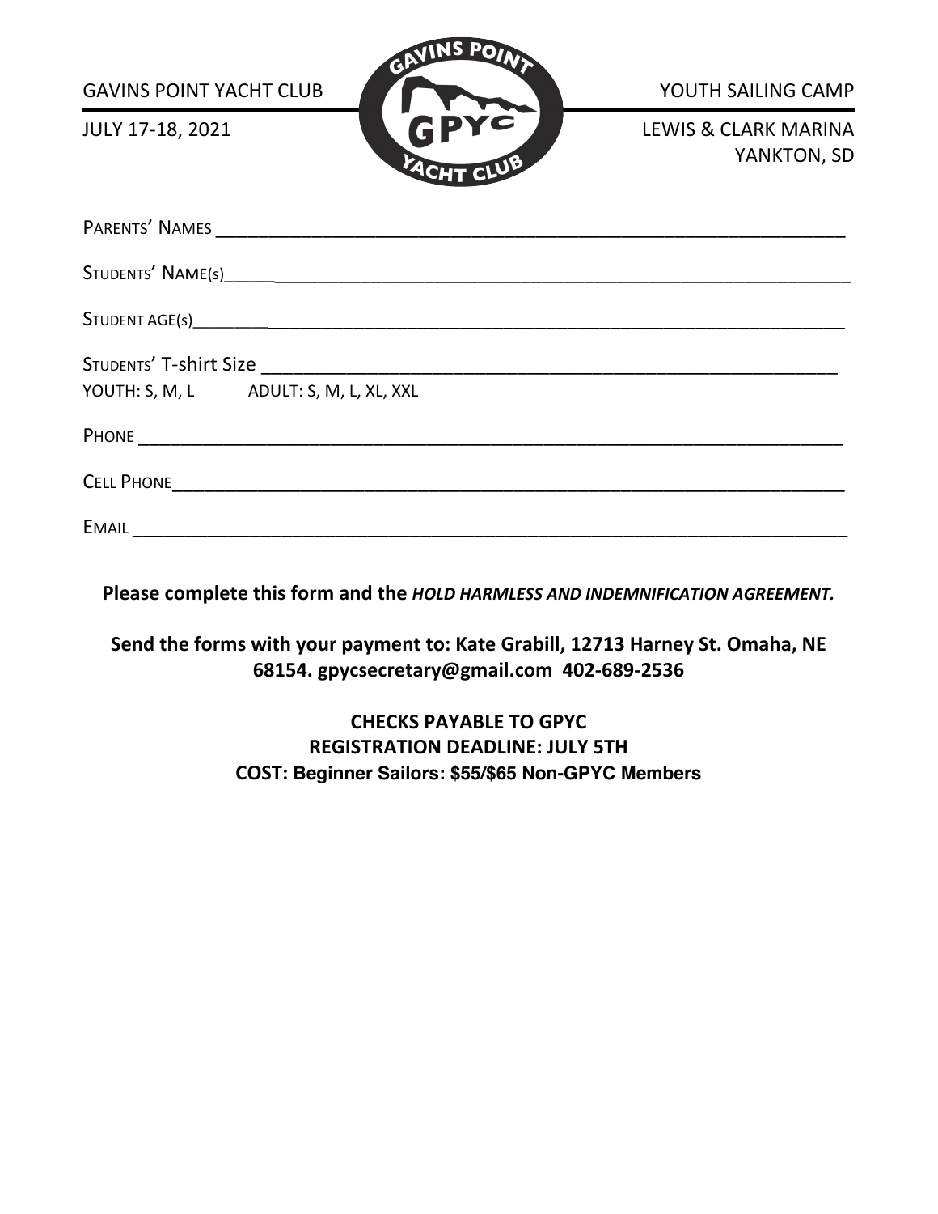GAVINS POINT YACHT CLUB

YOUTH SAILING CAMP

JULY 17-18, 2021

LEWIS & CLARK MARINA
YANKTON, SD

GAVINS POINT GPYC YACHT CLUB

PARENTS' NAMES ______________________________________________________________

STUDENTS' NAME(s)______________________________________________________________

STUDENT AGE(s)________________________________________________________________

STUDENTS' T-shirt Size __________________________________________________________
YOUTH: S, M, L ADULT: S, M, L, XL, XXL

PHONE ______________________________________________________________________

CELL PHONE___________________________________________________________________

EMAIL _______________________________________________________________________

**Please complete this form and the *HOLD HARMLESS AND INDEMNIFICATION AGREEMENT.***

**Send the forms with your payment to: Kate Grabill, 12713 Harney St. Omaha, NE 68154. gpycsecretary@gmail.com 402-689-2536**

**CHECKS PAYABLE TO GPYC**
**REGISTRATION DEADLINE: JULY 5TH**
**COST: Beginner Sailors: $55/$65 Non-GPYC Members**